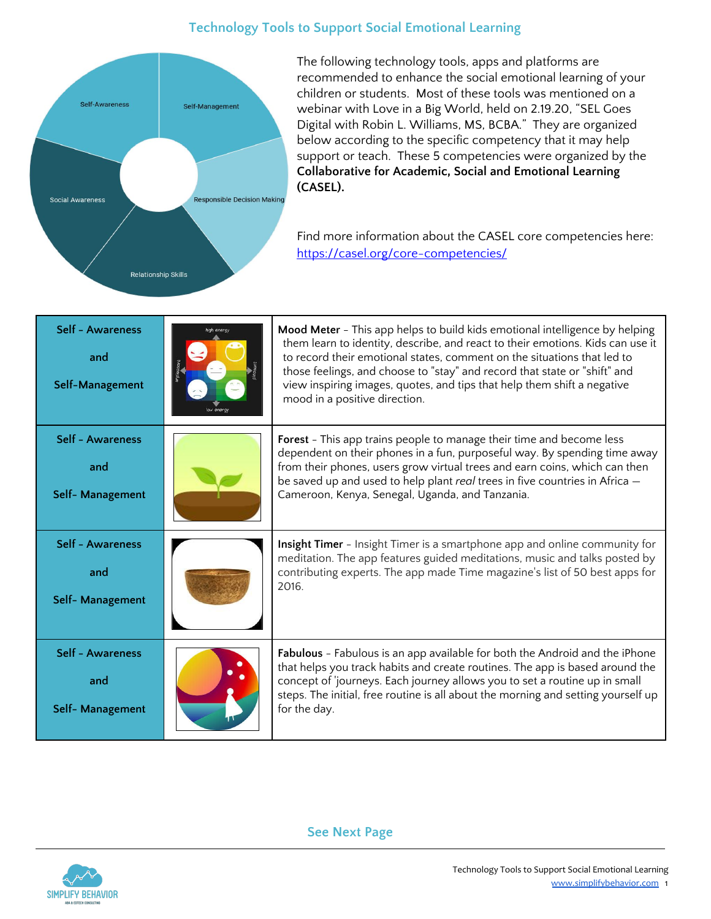# Technology Tools to Support Social Emotional Learning

The following technology tools, apps and platforms are recommended to enhance the social emotional learning of your children or students. Most of these tools was mentioned on a webinar with Love in a Big World, held on 2.19.20, "SEL Goes Digital with Robin L. Williams, MS, BCBA." They are organized below according to the specific competency that it may help support or teach. These 5 competencies were organized by the **Collaborative for Academic, Social and Emotional Learning (CASEL).**

Find more information about the CASEL core competencies here: [https://casel.org/core-competencies/](https://casel.org/core-competencies/)

| Competency | | Tool |
|---|---|---|
| Self - Awareness and Self-Management | | **Mood Meter** - This app helps to build kids emotional intelligence by helping them learn to identity, describe, and react to their emotions. Kids can use it to record their emotional states, comment on the situations that led to those feelings, and choose to "stay" and record that state or "shift" and view inspiring images, quotes, and tips that help them shift a negative mood in a positive direction. |
| Self - Awareness and Self- Management | | **Forest** - This app trains people to manage their time and become less dependent on their phones in a fun, purposeful way. By spending time away from their phones, users grow virtual trees and earn coins, which can then be saved up and used to help plant *real* trees in five countries in Africa — Cameroon, Kenya, Senegal, Uganda, and Tanzania. |
| Self - Awareness and Self- Management | | **Insight Timer** - Insight Timer is a smartphone app and online community for meditation. The app features guided meditations, music and talks posted by contributing experts. The app made Time magazine's list of 50 best apps for 2016. |
| Self - Awareness and Self- Management | | **Fabulous** - Fabulous is an app available for both the Android and the iPhone that helps you track habits and create routines. The app is based around the concept of 'journeys. Each journey allows you to set a routine up in small steps. The initial, free routine is all about the morning and setting yourself up for the day. |

See Next Page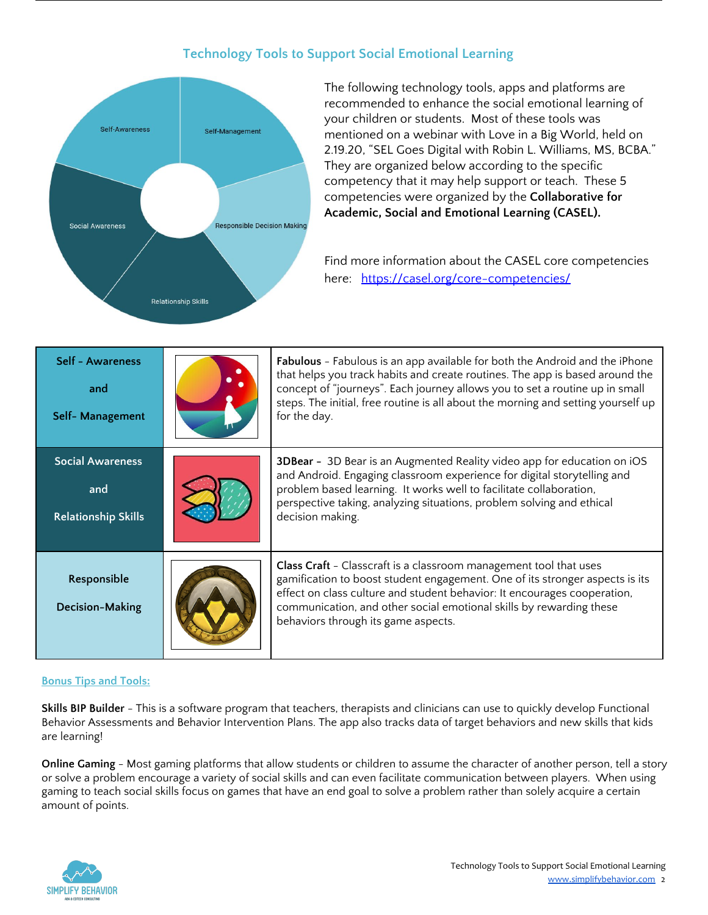## Technology Tools to Support Social Emotional Learning

Self-Awareness
Self-Management
Responsible Decision Making
Relationship Skills
Social Awareness

The following technology tools, apps and platforms are recommended to enhance the social emotional learning of your children or students. Most of these tools was mentioned on a webinar with Love in a Big World, held on 2.19.20, "SEL Goes Digital with Robin L. Williams, MS, BCBA." They are organized below according to the specific competency that it may help support or teach. These 5 competencies were organized by the **Collaborative for Academic, Social and Emotional Learning (CASEL).**

Find more information about the CASEL core competencies here: [https://casel.org/core-competencies/](https://casel.org/core-competencies/)

| | | |
|---|---|---|
| **Self - Awareness and Self- Management** | | **Fabulous** - Fabulous is an app available for both the Android and the iPhone that helps you track habits and create routines. The app is based around the concept of "journeys". Each journey allows you to set a routine up in small steps. The initial, free routine is all about the morning and setting yourself up for the day. |
| **Social Awareness and Relationship Skills** | | **3DBear -** 3D Bear is an Augmented Reality video app for education on iOS and Android. Engaging classroom experience for digital storytelling and problem based learning. It works well to facilitate collaboration, perspective taking, analyzing situations, problem solving and ethical decision making. |
| **Responsible Decision-Making** | | **Class Craft** - Classcraft is a classroom management tool that uses gamification to boost student engagement. One of its stronger aspects is its effect on class culture and student behavior: It encourages cooperation, communication, and other social emotional skills by rewarding these behaviors through its game aspects. |

**Bonus Tips and Tools:**

**Skills BIP Builder** - This is a software program that teachers, therapists and clinicians can use to quickly develop Functional Behavior Assessments and Behavior Intervention Plans. The app also tracks data of target behaviors and new skills that kids are learning!

**Online Gaming** - Most gaming platforms that allow students or children to assume the character of another person, tell a story or solve a problem encourage a variety of social skills and can even facilitate communication between players. When using gaming to teach social skills focus on games that have an end goal to solve a problem rather than solely acquire a certain amount of points.